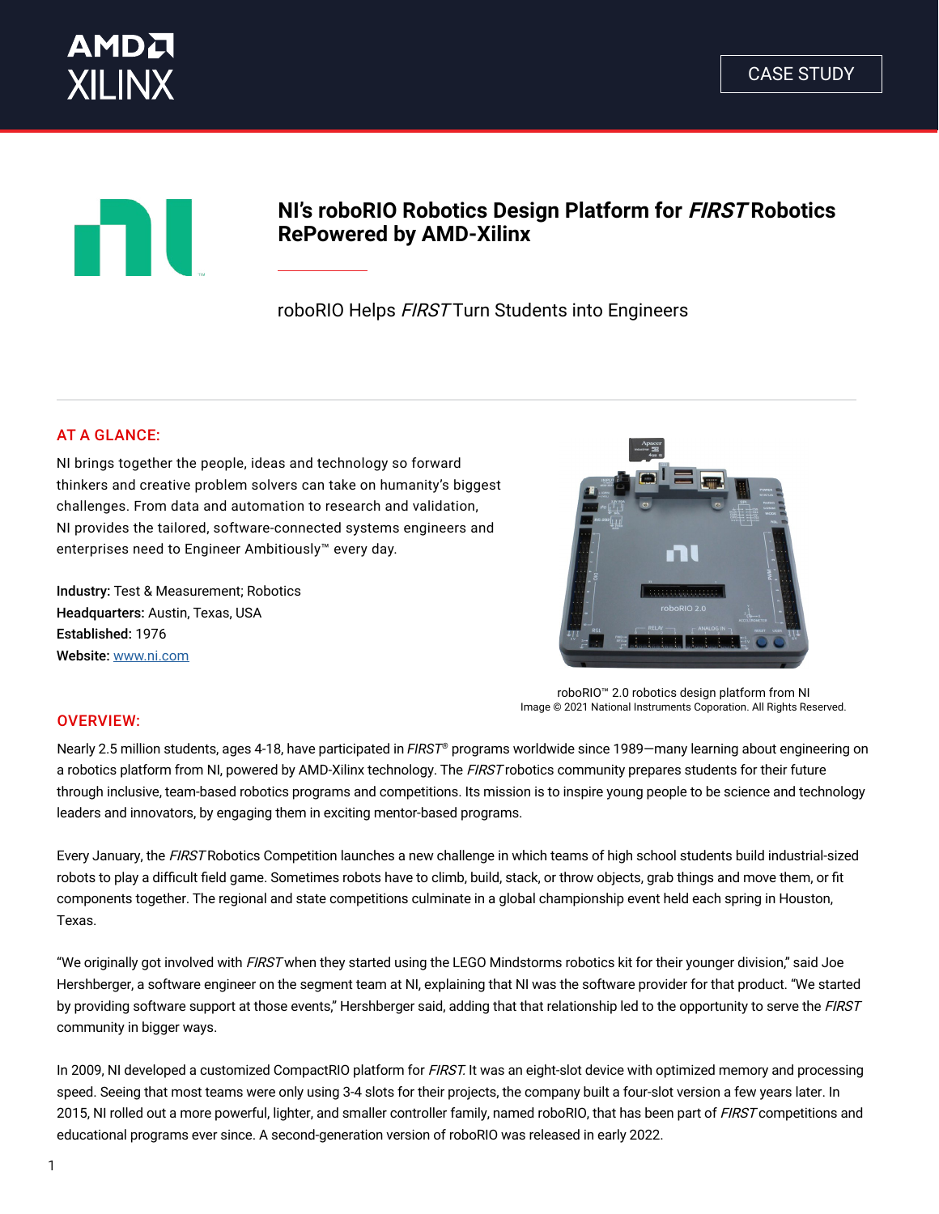AMD XILINX

CASE STUDY

# NI's roboRIO Robotics Design Platform for *FIRST* Robotics RePowered by AMD-Xilinx

roboRIO Helps *FIRST* Turn Students into Engineers

## AT A GLANCE:

NI brings together the people, ideas and technology so forward thinkers and creative problem solvers can take on humanity's biggest challenges. From data and automation to research and validation, NI provides the tailored, software-connected systems engineers and enterprises need to Engineer Ambitiously™ every day.

**Industry:** Test & Measurement; Robotics
**Headquarters:** Austin, Texas, USA
**Established:** 1976
**Website:** www.ni.com

roboRIO™ 2.0 robotics design platform from NI
Image © 2021 National Instruments Coporation. All Rights Reserved.

## OVERVIEW:

Nearly 2.5 million students, ages 4-18, have participated in *FIRST*® programs worldwide since 1989—many learning about engineering on a robotics platform from NI, powered by AMD-Xilinx technology. The *FIRST* robotics community prepares students for their future through inclusive, team-based robotics programs and competitions. Its mission is to inspire young people to be science and technology leaders and innovators, by engaging them in exciting mentor-based programs.

Every January, the *FIRST* Robotics Competition launches a new challenge in which teams of high school students build industrial-sized robots to play a difficult field game. Sometimes robots have to climb, build, stack, or throw objects, grab things and move them, or fit components together. The regional and state competitions culminate in a global championship event held each spring in Houston, Texas.

"We originally got involved with *FIRST* when they started using the LEGO Mindstorms robotics kit for their younger division," said Joe Hershberger, a software engineer on the segment team at NI, explaining that NI was the software provider for that product. "We started by providing software support at those events," Hershberger said, adding that that relationship led to the opportunity to serve the *FIRST* community in bigger ways.

In 2009, NI developed a customized CompactRIO platform for *FIRST*. It was an eight-slot device with optimized memory and processing speed. Seeing that most teams were only using 3-4 slots for their projects, the company built a four-slot version a few years later. In 2015, NI rolled out a more powerful, lighter, and smaller controller family, named roboRIO, that has been part of *FIRST* competitions and educational programs ever since. A second-generation version of roboRIO was released in early 2022.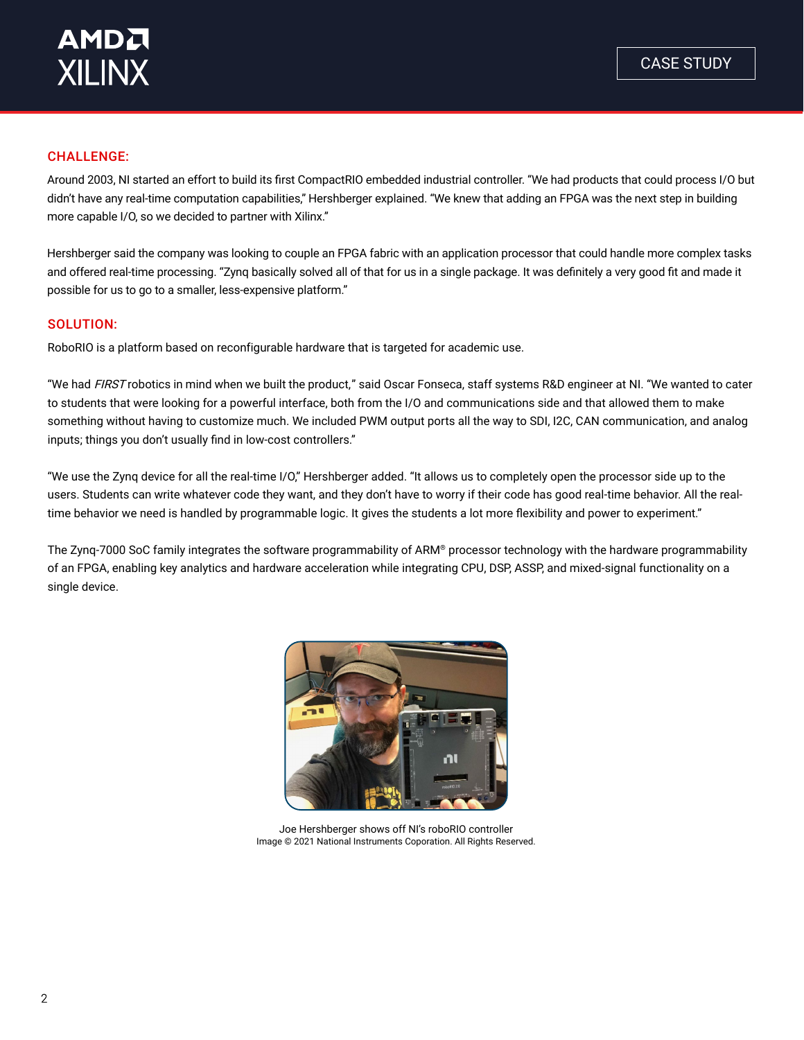## CHALLENGE:

Around 2003, NI started an effort to build its first CompactRIO embedded industrial controller. "We had products that could process I/O but didn't have any real-time computation capabilities," Hershberger explained. "We knew that adding an FPGA was the next step in building more capable I/O, so we decided to partner with Xilinx."

Hershberger said the company was looking to couple an FPGA fabric with an application processor that could handle more complex tasks and offered real-time processing. "Zynq basically solved all of that for us in a single package. It was definitely a very good fit and made it possible for us to go to a smaller, less-expensive platform."

## SOLUTION:

RoboRIO is a platform based on reconfigurable hardware that is targeted for academic use.

"We had *FIRST* robotics in mind when we built the product," said Oscar Fonseca, staff systems R&D engineer at NI. "We wanted to cater to students that were looking for a powerful interface, both from the I/O and communications side and that allowed them to make something without having to customize much. We included PWM output ports all the way to SDI, I2C, CAN communication, and analog inputs; things you don't usually find in low-cost controllers."

"We use the Zynq device for all the real-time I/O," Hershberger added. "It allows us to completely open the processor side up to the users. Students can write whatever code they want, and they don't have to worry if their code has good real-time behavior. All the real-time behavior we need is handled by programmable logic. It gives the students a lot more flexibility and power to experiment."

The Zynq-7000 SoC family integrates the software programmability of ARM® processor technology with the hardware programmability of an FPGA, enabling key analytics and hardware acceleration while integrating CPU, DSP, ASSP, and mixed-signal functionality on a single device.

Joe Hershberger shows off NI's roboRIO controller
Image © 2021 National Instruments Coporation. All Rights Reserved.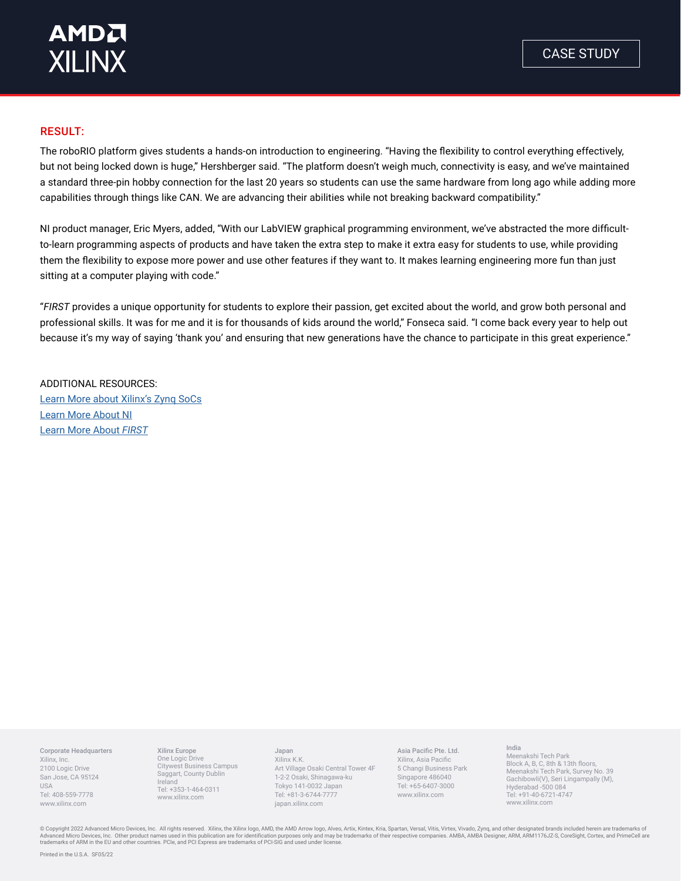## RESULT:

The roboRIO platform gives students a hands-on introduction to engineering. "Having the flexibility to control everything effectively, but not being locked down is huge," Hershberger said. "The platform doesn't weigh much, connectivity is easy, and we've maintained a standard three-pin hobby connection for the last 20 years so students can use the same hardware from long ago while adding more capabilities through things like CAN. We are advancing their abilities while not breaking backward compatibility."

NI product manager, Eric Myers, added, "With our LabVIEW graphical programming environment, we've abstracted the more difficult-to-learn programming aspects of products and have taken the extra step to make it extra easy for students to use, while providing them the flexibility to expose more power and use other features if they want to. It makes learning engineering more fun than just sitting at a computer playing with code."

"*FIRST* provides a unique opportunity for students to explore their passion, get excited about the world, and grow both personal and professional skills. It was for me and it is for thousands of kids around the world," Fonseca said. "I come back every year to help out because it's my way of saying 'thank you' and ensuring that new generations have the chance to participate in this great experience."

ADDITIONAL RESOURCES:
Learn More about Xilinx's Zynq SoCs
Learn More About NI
Learn More About *FIRST*

**Corporate Headquarters**
Xilinx, Inc.
2100 Logic Drive
San Jose, CA 95124
USA
Tel: 408-559-7778
www.xilinx.com

**Xilinx Europe**
One Logic Drive
Citywest Business Campus
Saggart, County Dublin
Ireland
Tel: +353-1-464-0311
www.xilinx.com

**Japan**
Xilinx K.K.
Art Village Osaki Central Tower 4F
1-2-2 Osaki, Shinagawa-ku
Tokyo 141-0032 Japan
Tel: +81-3-6744-7777
japan.xilinx.com

**Asia Pacific Pte. Ltd.**
Xilinx, Asia Pacific
5 Changi Business Park
Singapore 486040
Tel: +65-6407-3000
www.xilinx.com

**India**
Meenakshi Tech Park
Block A, B, C, 8th & 13th floors,
Meenakshi Tech Park, Survey No. 39
Gachibowli(V), Seri Lingampally (M),
Hyderabad -500 084
Tel: +91-40-6721-4747
www.xilinx.com

© Copyright 2022 Advanced Micro Devices, Inc. All rights reserved. Xilinx, the Xilinx logo, AMD, the AMD Arrow logo, Alveo, Artix, Kintex, Kria, Spartan, Versal, Vitis, Virtex, Vivado, Zynq, and other designated brands included herein are trademarks of Advanced Micro Devices, Inc. Other product names used in this publication are for identification purposes only and may be trademarks of their respective companies. AMBA, AMBA Designer, ARM, ARM1176JZ-S, CoreSight, Cortex, and PrimeCell are trademarks of ARM in the EU and other countries. PCIe, and PCI Express are trademarks of PCI-SIG and used under license.

Printed in the U.S.A. SF05/22